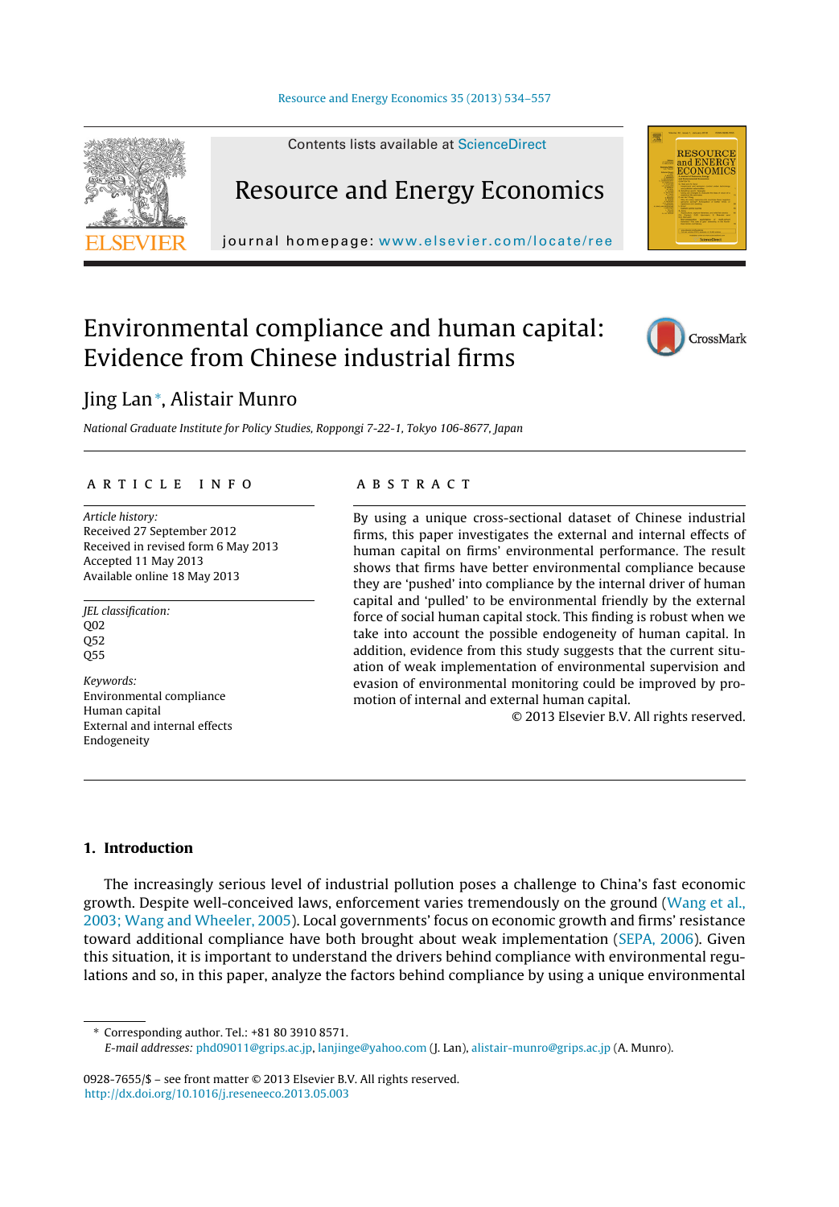# Environmental compliance and human capital: Evidence from Chinese industrial firms

Jing Lan*, Alistair Munro

*National Graduate Institute for Policy Studies, Roppongi 7-22-1, Tokyo 106-8677, Japan*

## ARTICLE INFO

*Article history:*
Received 27 September 2012
Received in revised form 6 May 2013
Accepted 11 May 2013
Available online 18 May 2013

*JEL classification:*
Q02
Q52
Q55

*Keywords:*
Environmental compliance
Human capital
External and internal effects
Endogeneity

## ABSTRACT

By using a unique cross-sectional dataset of Chinese industrial firms, this paper investigates the external and internal effects of human capital on firms' environmental performance. The result shows that firms have better environmental compliance because they are 'pushed' into compliance by the internal driver of human capital and 'pulled' to be environmental friendly by the external force of social human capital stock. This finding is robust when we take into account the possible endogeneity of human capital. In addition, evidence from this study suggests that the current situation of weak implementation of environmental supervision and evasion of environmental monitoring could be improved by promotion of internal and external human capital.

© 2013 Elsevier B.V. All rights reserved.

## 1. Introduction

The increasingly serious level of industrial pollution poses a challenge to China's fast economic growth. Despite well-conceived laws, enforcement varies tremendously on the ground (Wang et al., 2003; Wang and Wheeler, 2005). Local governments' focus on economic growth and firms' resistance toward additional compliance have both brought about weak implementation (SEPA, 2006). Given this situation, it is important to understand the drivers behind compliance with environmental regulations and so, in this paper, analyze the factors behind compliance by using a unique environmental

---

* Corresponding author. Tel.: +81 80 3910 8571.
*E-mail addresses:* phd09011@grips.ac.jp, lanjinge@yahoo.com (J. Lan), alistair-munro@grips.ac.jp (A. Munro).

0928-7655/$ – see front matter © 2013 Elsevier B.V. All rights reserved.
http://dx.doi.org/10.1016/j.reseneeco.2013.05.003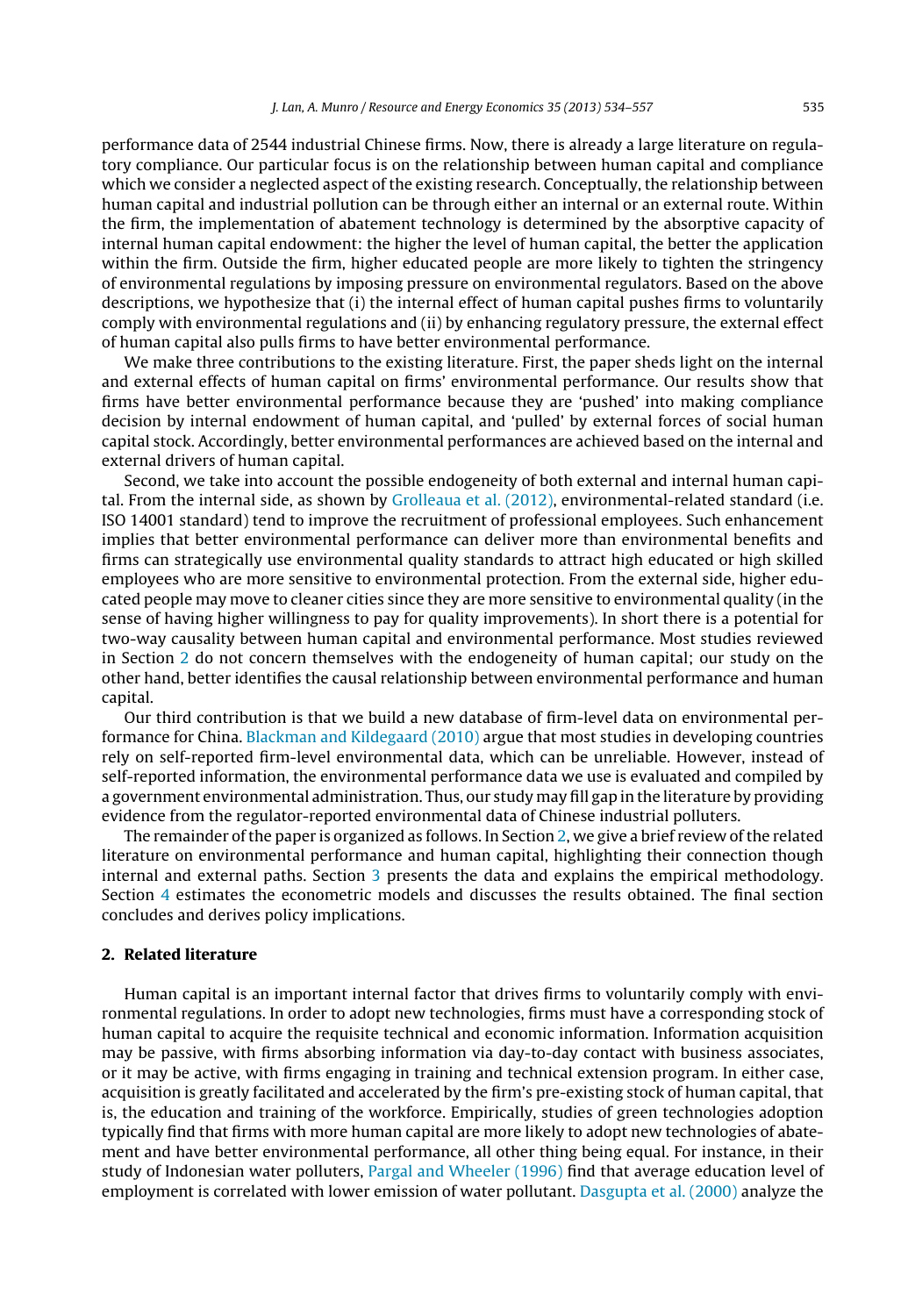performance data of 2544 industrial Chinese firms. Now, there is already a large literature on regulatory compliance. Our particular focus is on the relationship between human capital and compliance which we consider a neglected aspect of the existing research. Conceptually, the relationship between human capital and industrial pollution can be through either an internal or an external route. Within the firm, the implementation of abatement technology is determined by the absorptive capacity of internal human capital endowment: the higher the level of human capital, the better the application within the firm. Outside the firm, higher educated people are more likely to tighten the stringency of environmental regulations by imposing pressure on environmental regulators. Based on the above descriptions, we hypothesize that (i) the internal effect of human capital pushes firms to voluntarily comply with environmental regulations and (ii) by enhancing regulatory pressure, the external effect of human capital also pulls firms to have better environmental performance.

We make three contributions to the existing literature. First, the paper sheds light on the internal and external effects of human capital on firms' environmental performance. Our results show that firms have better environmental performance because they are 'pushed' into making compliance decision by internal endowment of human capital, and 'pulled' by external forces of social human capital stock. Accordingly, better environmental performances are achieved based on the internal and external drivers of human capital.

Second, we take into account the possible endogeneity of both external and internal human capital. From the internal side, as shown by Grolleaua et al. (2012), environmental-related standard (i.e. ISO 14001 standard) tend to improve the recruitment of professional employees. Such enhancement implies that better environmental performance can deliver more than environmental benefits and firms can strategically use environmental quality standards to attract high educated or high skilled employees who are more sensitive to environmental protection. From the external side, higher educated people may move to cleaner cities since they are more sensitive to environmental quality (in the sense of having higher willingness to pay for quality improvements). In short there is a potential for two-way causality between human capital and environmental performance. Most studies reviewed in Section 2 do not concern themselves with the endogeneity of human capital; our study on the other hand, better identifies the causal relationship between environmental performance and human capital.

Our third contribution is that we build a new database of firm-level data on environmental performance for China. Blackman and Kildegaard (2010) argue that most studies in developing countries rely on self-reported firm-level environmental data, which can be unreliable. However, instead of self-reported information, the environmental performance data we use is evaluated and compiled by a government environmental administration. Thus, our study may fill gap in the literature by providing evidence from the regulator-reported environmental data of Chinese industrial polluters.

The remainder of the paper is organized as follows. In Section 2, we give a brief review of the related literature on environmental performance and human capital, highlighting their connection though internal and external paths. Section 3 presents the data and explains the empirical methodology. Section 4 estimates the econometric models and discusses the results obtained. The final section concludes and derives policy implications.

## 2. Related literature

Human capital is an important internal factor that drives firms to voluntarily comply with environmental regulations. In order to adopt new technologies, firms must have a corresponding stock of human capital to acquire the requisite technical and economic information. Information acquisition may be passive, with firms absorbing information via day-to-day contact with business associates, or it may be active, with firms engaging in training and technical extension program. In either case, acquisition is greatly facilitated and accelerated by the firm's pre-existing stock of human capital, that is, the education and training of the workforce. Empirically, studies of green technologies adoption typically find that firms with more human capital are more likely to adopt new technologies of abatement and have better environmental performance, all other thing being equal. For instance, in their study of Indonesian water polluters, Pargal and Wheeler (1996) find that average education level of employment is correlated with lower emission of water pollutant. Dasgupta et al. (2000) analyze the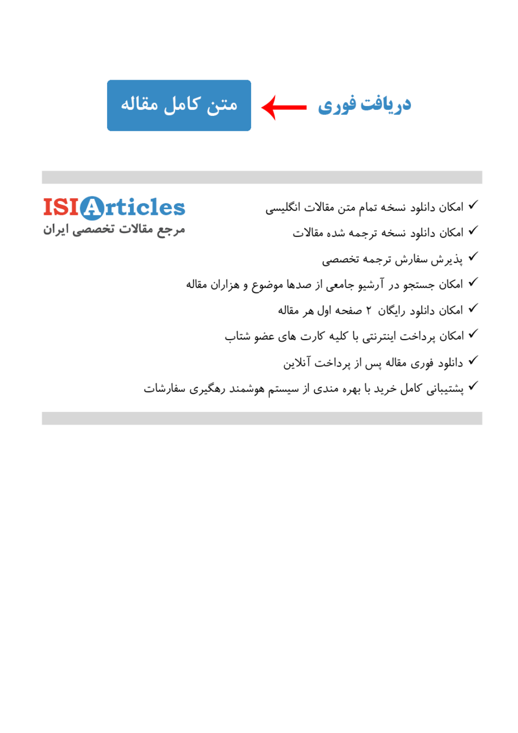دریافت فوری ← متن کامل مقاله

**ISIArticles**
مرجع مقالات تخصصی ایران

- ✓ امکان دانلود نسخه تمام متن مقالات انگلیسی
- ✓ امکان دانلود نسخه ترجمه شده مقالات
- ✓ پذیرش سفارش ترجمه تخصصی
- ✓ امکان جستجو در آرشیو جامعی از صدها موضوع و هزاران مقاله
- ✓ امکان دانلود رایگان ۲ صفحه اول هر مقاله
- ✓ امکان پرداخت اینترنتی با کلیه کارت های عضو شتاب
- ✓ دانلود فوری مقاله پس از پرداخت آنلاین
- ✓ پشتیبانی کامل خرید با بهره مندی از سیستم هوشمند رهگیری سفارشات